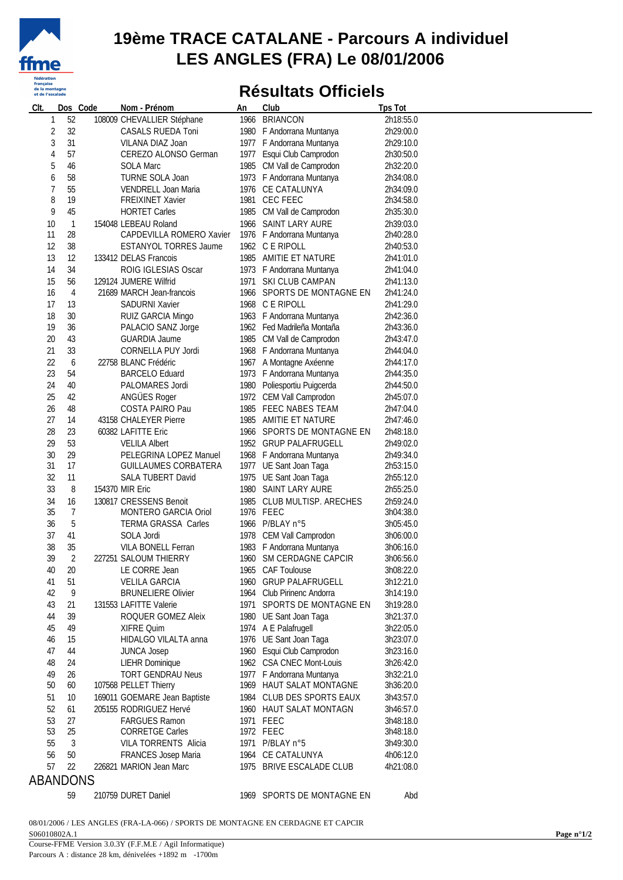# 19ème TRACE CATALANE - Parcours A individuel
# LES ANGLES (FRA) Le 08/01/2006

## Résultats Officiels

| Clt. | Dos | Code | Nom - Prénom | An | Club | Tps Tot |
|---|---|---|---|---|---|---|
| 1 | 52 | 108009 | CHEVALLIER Stéphane | 1966 | BRIANCON | 2h18:55.0 |
| 2 | 32 | | CASALS RUEDA Toni | 1980 | F Andorrana Muntanya | 2h29:00.0 |
| 3 | 31 | | VILANA DIAZ Joan | 1977 | F Andorrana Muntanya | 2h29:10.0 |
| 4 | 57 | | CEREZO ALONSO German | 1977 | Esqui Club Camprodon | 2h30:50.0 |
| 5 | 46 | | SOLA Marc | 1985 | CM Vall de Camprodon | 2h32:20.0 |
| 6 | 58 | | TURNE SOLA Joan | 1973 | F Andorrana Muntanya | 2h34:08.0 |
| 7 | 55 | | VENDRELL Joan Maria | 1976 | CE CATALUNYA | 2h34:09.0 |
| 8 | 19 | | FREIXINET Xavier | 1981 | CEC FEEC | 2h34:58.0 |
| 9 | 45 | | HORTET Carles | 1985 | CM Vall de Camprodon | 2h35:30.0 |
| 10 | 1 | 154048 | LEBEAU Roland | 1966 | SAINT LARY AURE | 2h39:03.0 |
| 11 | 28 | | CAPDEVILLA ROMERO Xavier | 1976 | F Andorrana Muntanya | 2h40:28.0 |
| 12 | 38 | | ESTANYOL TORRES Jaume | 1962 | C E RIPOLL | 2h40:53.0 |
| 13 | 12 | 133412 | DELAS Francois | 1985 | AMITIE ET NATURE | 2h41:01.0 |
| 14 | 34 | | ROIG IGLESIAS Oscar | 1973 | F Andorrana Muntanya | 2h41:04.0 |
| 15 | 56 | 129124 | JUMERE Wilfrid | 1971 | SKI CLUB CAMPAN | 2h41:13.0 |
| 16 | 4 | 21689 | MARCH Jean-francois | 1966 | SPORTS DE MONTAGNE EN | 2h41:24.0 |
| 17 | 13 | | SADURNI Xavier | 1968 | C E RIPOLL | 2h41:29.0 |
| 18 | 30 | | RUIZ GARCIA Mingo | 1963 | F Andorrana Muntanya | 2h42:36.0 |
| 19 | 36 | | PALACIO SANZ Jorge | 1962 | Fed Madrileña Montaña | 2h43:36.0 |
| 20 | 43 | | GUARDIA Jaume | 1985 | CM Vall de Camprodon | 2h43:47.0 |
| 21 | 33 | | CORNELLA PUY Jordi | 1968 | F Andorrana Muntanya | 2h44:04.0 |
| 22 | 6 | 22758 | BLANC Frédéric | 1967 | A Montagne Axéenne | 2h44:17.0 |
| 23 | 54 | | BARCELO Eduard | 1973 | F Andorrana Muntanya | 2h44:35.0 |
| 24 | 40 | | PALOMARES Jordi | 1980 | Poliesportiu Puigcerda | 2h44:50.0 |
| 25 | 42 | | ANGÜES Roger | 1972 | CEM Vall Camprodon | 2h45:07.0 |
| 26 | 48 | | COSTA PAIRO Pau | 1985 | FEEC NABES TEAM | 2h47:04.0 |
| 27 | 14 | 43158 | CHALEYER Pierre | 1985 | AMITIE ET NATURE | 2h47:46.0 |
| 28 | 23 | 60382 | LAFITTE Eric | 1966 | SPORTS DE MONTAGNE EN | 2h48:18.0 |
| 29 | 53 | | VELILA Albert | 1952 | GRUP PALAFRUGELL | 2h49:02.0 |
| 30 | 29 | | PELEGRINA LOPEZ Manuel | 1968 | F Andorrana Muntanya | 2h49:34.0 |
| 31 | 17 | | GUILLAUMES CORBATERA | 1977 | UE Sant Joan Taga | 2h53:15.0 |
| 32 | 11 | | SALA TUBERT David | 1975 | UE Sant Joan Taga | 2h55:12.0 |
| 33 | 8 | 154370 | MIR Eric | 1980 | SAINT LARY AURE | 2h55:25.0 |
| 34 | 16 | 130817 | CRESSENS Benoit | 1985 | CLUB MULTISP. ARECHES | 2h59:24.0 |
| 35 | 7 | | MONTERO GARCIA Oriol | 1976 | FEEC | 3h04:38.0 |
| 36 | 5 | | TERMA GRASSA Carles | 1966 | P/BLAY n°5 | 3h05:45.0 |
| 37 | 41 | | SOLA Jordi | 1978 | CEM Vall Camprodon | 3h06:00.0 |
| 38 | 35 | | VILA BONELL Ferran | 1983 | F Andorrana Muntanya | 3h06:16.0 |
| 39 | 2 | 227251 | SALOUM THIERRY | 1960 | SM CERDAGNE CAPCIR | 3h06:56.0 |
| 40 | 20 | | LE CORRE Jean | 1965 | CAF Toulouse | 3h08:22.0 |
| 41 | 51 | | VELILA GARCIA | 1960 | GRUP PALAFRUGELL | 3h12:21.0 |
| 42 | 9 | | BRUNELIERE Olivier | 1964 | Club Pirinenc Andorra | 3h14:19.0 |
| 43 | 21 | 131553 | LAFITTE Valerie | 1971 | SPORTS DE MONTAGNE EN | 3h19:28.0 |
| 44 | 39 | | ROQUER GOMEZ Aleix | 1980 | UE Sant Joan Taga | 3h21:37.0 |
| 45 | 49 | | XIFRE Quim | 1974 | A E Palafrugell | 3h22:05.0 |
| 46 | 15 | | HIDALGO VILALTA anna | 1976 | UE Sant Joan Taga | 3h23:07.0 |
| 47 | 44 | | JUNCA Josep | 1960 | Esqui Club Camprodon | 3h23:16.0 |
| 48 | 24 | | LIEHR Dominique | 1962 | CSA CNEC Mont-Louis | 3h26:42.0 |
| 49 | 26 | | TORT GENDRAU Neus | 1977 | F Andorrana Muntanya | 3h32:21.0 |
| 50 | 60 | 107568 | PELLET Thierry | 1969 | HAUT SALAT MONTAGNE | 3h36:20.0 |
| 51 | 10 | 169011 | GOEMARE Jean Baptiste | 1984 | CLUB DES SPORTS EAUX | 3h43:57.0 |
| 52 | 61 | 205155 | RODRIGUEZ Hervé | 1960 | HAUT SALAT MONTAGN | 3h46:57.0 |
| 53 | 27 | | FARGUES Ramon | 1971 | FEEC | 3h48:18.0 |
| 53 | 25 | | CORRETGE Carles | 1972 | FEEC | 3h48:18.0 |
| 55 | 3 | | VILA TORRENTS Alicia | 1971 | P/BLAY n°5 | 3h49:30.0 |
| 56 | 50 | | FRANCES Josep Maria | 1964 | CE CATALUNYA | 4h06:12.0 |
| 57 | 22 | 226821 | MARION Jean Marc | 1975 | BRIVE ESCALADE CLUB | 4h21:08.0 |

### ABANDONS

| Clt. | Dos | Code | Nom - Prénom | An | Club | Tps Tot |
|---|---|---|---|---|---|---|
| | 59 | 210759 | DURET Daniel | 1969 | SPORTS DE MONTAGNE EN | Abd |

08/01/2006 / LES ANGLES (FRA-LA-066) / SPORTS DE MONTAGNE EN CERDAGNE ET CAPCIR
S06010802A.1
Course-FFME Version 3.0.3Y (F.F.M.E / Agil Informatique)
Parcours A : distance 28 km, dénivelées +1892 m -1700m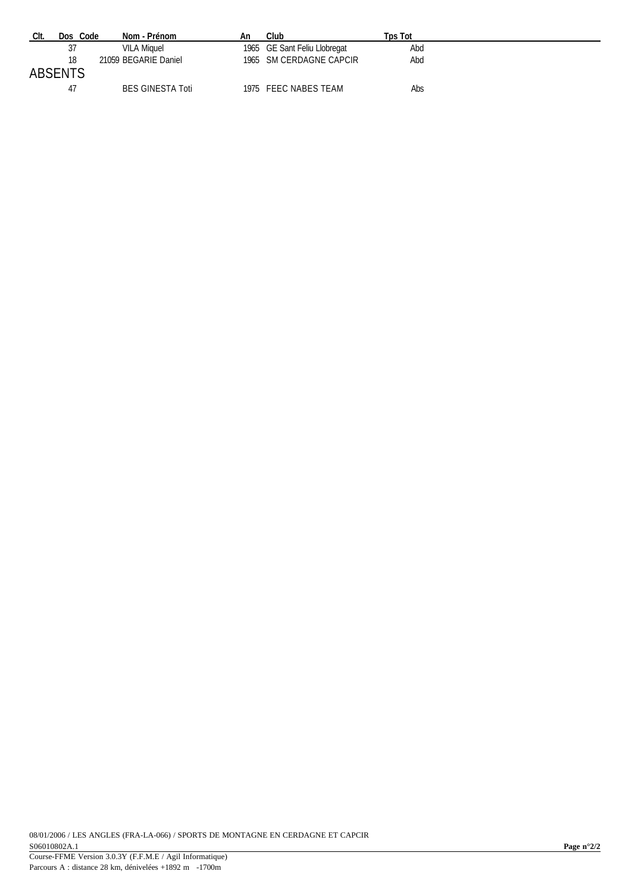| Clt. | Dos | Code | Nom - Prénom | An | Club | Tps Tot |
|---|---|---|---|---|---|---|
| | 37 | | VILA Miquel | 1965 | GE Sant Feliu Llobregat | Abd |
| | 18 | 21059 | BEGARIE Daniel | 1965 | SM CERDAGNE CAPCIR | Abd |

## ABSENTS

| Clt. | Dos | Code | Nom - Prénom | An | Club | Tps Tot |
|---|---|---|---|---|---|---|
| | 47 | | BES GINESTA Toti | 1975 | FEEC NABES TEAM | Abs |

08/01/2006 / LES ANGLES (FRA-LA-066) / SPORTS DE MONTAGNE EN CERDAGNE ET CAPCIR
S06010802A.1
Course-FFME Version 3.0.3Y (F.F.M.E / Agil Informatique)
Parcours A : distance 28 km, dénivelées +1892 m -1700m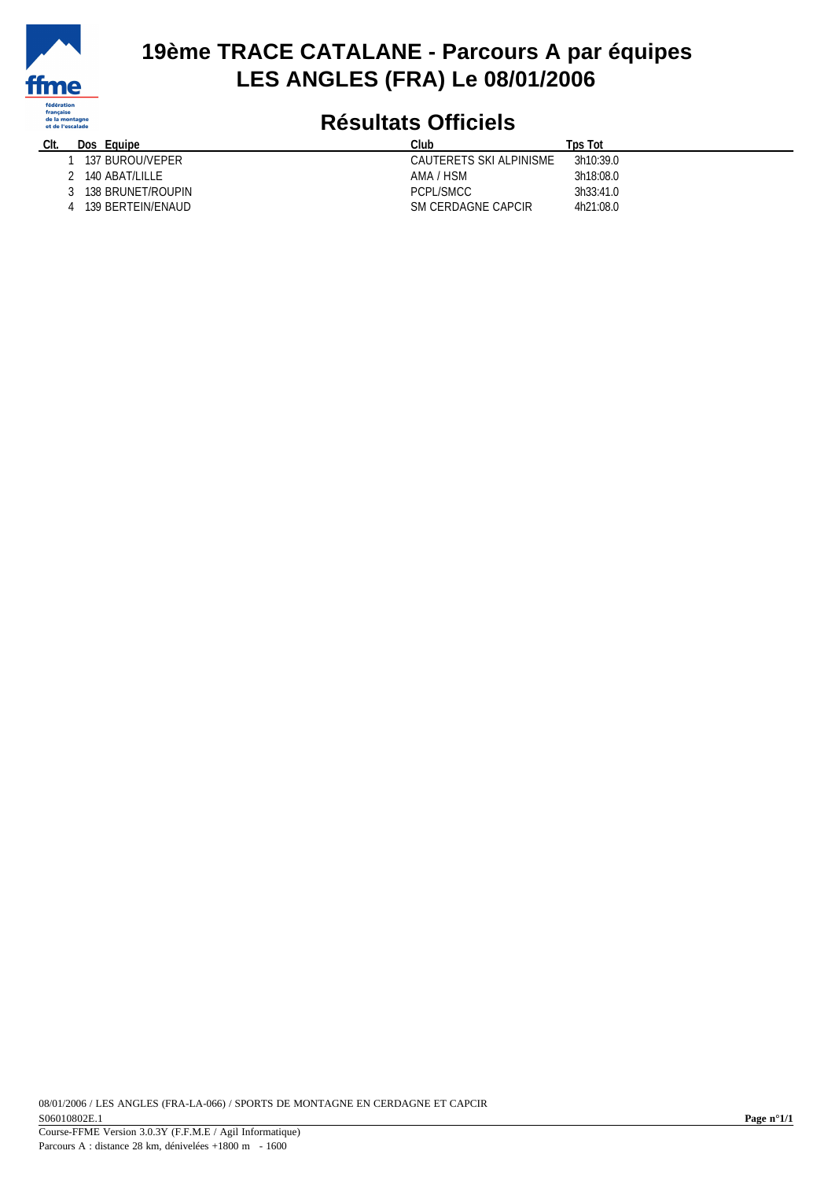# 19ème TRACE CATALANE - Parcours A par équipes

# LES ANGLES (FRA) Le 08/01/2006

## Résultats Officiels

| Clt. | Dos | Equipe | Club | Tps Tot |
|---|---|---|---|---|
| 1 | 137 | BUROU/VEPER | CAUTERETS SKI ALPINISME | 3h10:39.0 |
| 2 | 140 | ABAT/LILLE | AMA / HSM | 3h18:08.0 |
| 3 | 138 | BRUNET/ROUPIN | PCPL/SMCC | 3h33:41.0 |
| 4 | 139 | BERTEIN/ENAUD | SM CERDAGNE CAPCIR | 4h21:08.0 |

08/01/2006 / LES ANGLES (FRA-LA-066) / SPORTS DE MONTAGNE EN CERDAGNE ET CAPCIR

S06010802E.1

Course-FFME Version 3.0.3Y (F.F.M.E / Agil Informatique)

Parcours A : distance 28 km, dénivelées +1800 m - 1600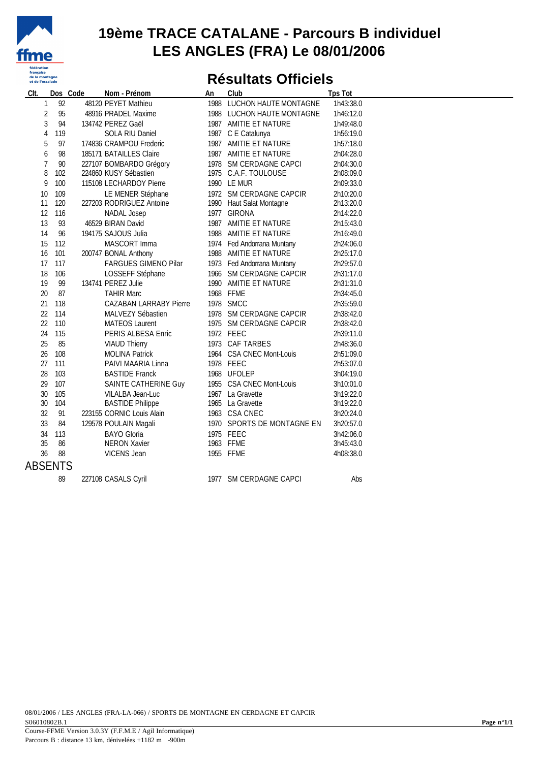# 19ème TRACE CATALANE - Parcours B individuel
# LES ANGLES (FRA) Le 08/01/2006

## Résultats Officiels

| Clt. | Dos | Code | Nom - Prénom | An | Club | Tps Tot |
|---|---|---|---|---|---|---|
| 1 | 92 | 48120 | PEYET Mathieu | 1988 | LUCHON HAUTE MONTAGNE | 1h43:38.0 |
| 2 | 95 | 48916 | PRADEL Maxime | 1988 | LUCHON HAUTE MONTAGNE | 1h46:12.0 |
| 3 | 94 | 134742 | PEREZ Gaël | 1987 | AMITIE ET NATURE | 1h49:48.0 |
| 4 | 119 | | SOLA RIU Daniel | 1987 | C E Catalunya | 1h56:19.0 |
| 5 | 97 | 174836 | CRAMPOU Frederic | 1987 | AMITIE ET NATURE | 1h57:18.0 |
| 6 | 98 | 185171 | BATAILLES Claire | 1987 | AMITIE ET NATURE | 2h04:28.0 |
| 7 | 90 | 227107 | BOMBARDO Grégory | 1978 | SM CERDAGNE CAPCI | 2h04:30.0 |
| 8 | 102 | 224860 | KUSY Sébastien | 1975 | C.A.F. TOULOUSE | 2h08:09.0 |
| 9 | 100 | 115108 | LECHARDOY Pierre | 1990 | LE MUR | 2h09:33.0 |
| 10 | 109 | | LE MENER Stéphane | 1972 | SM CERDAGNE CAPCIR | 2h10:20.0 |
| 11 | 120 | 227203 | RODRIGUEZ Antoine | 1990 | Haut Salat Montagne | 2h13:20.0 |
| 12 | 116 | | NADAL Josep | 1977 | GIRONA | 2h14:22.0 |
| 13 | 93 | 46529 | BIRAN David | 1987 | AMITIE ET NATURE | 2h15:43.0 |
| 14 | 96 | 194175 | SAJOUS Julia | 1988 | AMITIE ET NATURE | 2h16:49.0 |
| 15 | 112 | | MASCORT Imma | 1974 | Fed Andorrana Muntany | 2h24:06.0 |
| 16 | 101 | 200747 | BONAL Anthony | 1988 | AMITIE ET NATURE | 2h25:17.0 |
| 17 | 117 | | FARGUES GIMENO Pilar | 1973 | Fed Andorrana Muntany | 2h29:57.0 |
| 18 | 106 | | LOSSEFF Stéphane | 1966 | SM CERDAGNE CAPCIR | 2h31:17.0 |
| 19 | 99 | 134741 | PEREZ Julie | 1990 | AMITIE ET NATURE | 2h31:31.0 |
| 20 | 87 | | TAHIR Marc | 1968 | FFME | 2h34:45.0 |
| 21 | 118 | | CAZABAN LARRABY Pierre | 1978 | SMCC | 2h35:59.0 |
| 22 | 114 | | MALVEZY Sébastien | 1978 | SM CERDAGNE CAPCIR | 2h38:42.0 |
| 22 | 110 | | MATEOS Laurent | 1975 | SM CERDAGNE CAPCIR | 2h38:42.0 |
| 24 | 115 | | PERIS ALBESA Enric | 1972 | FEEC | 2h39:11.0 |
| 25 | 85 | | VIAUD Thierry | 1973 | CAF TARBES | 2h48:36.0 |
| 26 | 108 | | MOLINA Patrick | 1964 | CSA CNEC Mont-Louis | 2h51:09.0 |
| 27 | 111 | | PAIVI MAARIA Linna | 1978 | FEEC | 2h53:07.0 |
| 28 | 103 | | BASTIDE Franck | 1968 | UFOLEP | 3h04:19.0 |
| 29 | 107 | | SAINTE CATHERINE Guy | 1955 | CSA CNEC Mont-Louis | 3h10:01.0 |
| 30 | 105 | | VILALBA Jean-Luc | 1967 | La Gravette | 3h19:22.0 |
| 30 | 104 | | BASTIDE Philippe | 1965 | La Gravette | 3h19:22.0 |
| 32 | 91 | 223155 | CORNIC Louis Alain | 1963 | CSA CNEC | 3h20:24.0 |
| 33 | 84 | 129578 | POULAIN Magali | 1970 | SPORTS DE MONTAGNE EN | 3h20:57.0 |
| 34 | 113 | | BAYO Gloria | 1975 | FEEC | 3h42:06.0 |
| 35 | 86 | | NERON Xavier | 1963 | FFME | 3h45:43.0 |
| 36 | 88 | | VICENS Jean | 1955 | FFME | 4h08:38.0 |

### ABSENTS

| Clt. | Dos | Code | Nom - Prénom | An | Club | Tps Tot |
|---|---|---|---|---|---|---|
| | 89 | 227108 | CASALS Cyril | 1977 | SM CERDAGNE CAPCI | Abs |

08/01/2006 / LES ANGLES (FRA-LA-066) / SPORTS DE MONTAGNE EN CERDAGNE ET CAPCIR
S06010802B.1
Course-FFME Version 3.0.3Y (F.F.M.E / Agil Informatique)
Parcours B : distance 13 km, dénivelées +1182 m -900m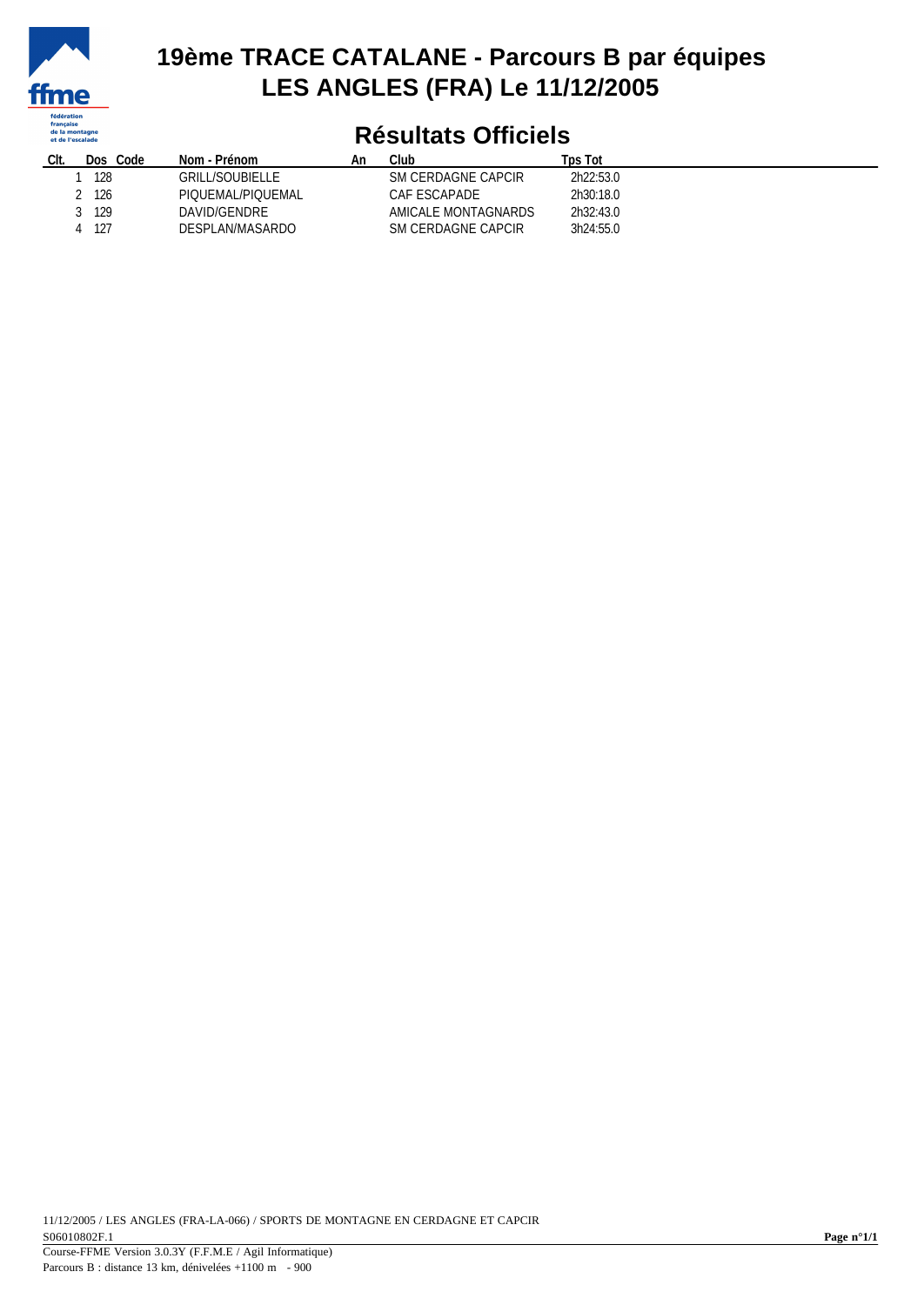# 19ème TRACE CATALANE - Parcours B par équipes
# LES ANGLES (FRA) Le 11/12/2005

## Résultats Officiels

| Clt. | Dos | Code | Nom - Prénom | An | Club | Tps Tot |
|---|---|---|---|---|---|---|
| 1 | 128 | | GRILL/SOUBIELLE | | SM CERDAGNE CAPCIR | 2h22:53.0 |
| 2 | 126 | | PIQUEMAL/PIQUEMAL | | CAF ESCAPADE | 2h30:18.0 |
| 3 | 129 | | DAVID/GENDRE | | AMICALE MONTAGNARDS | 2h32:43.0 |
| 4 | 127 | | DESPLAN/MASARDO | | SM CERDAGNE CAPCIR | 3h24:55.0 |

11/12/2005 / LES ANGLES (FRA-LA-066) / SPORTS DE MONTAGNE EN CERDAGNE ET CAPCIR
S06010802F.1

Course-FFME Version 3.0.3Y (F.F.M.E / Agil Informatique)
Parcours B : distance 13 km, dénivelées +1100 m - 900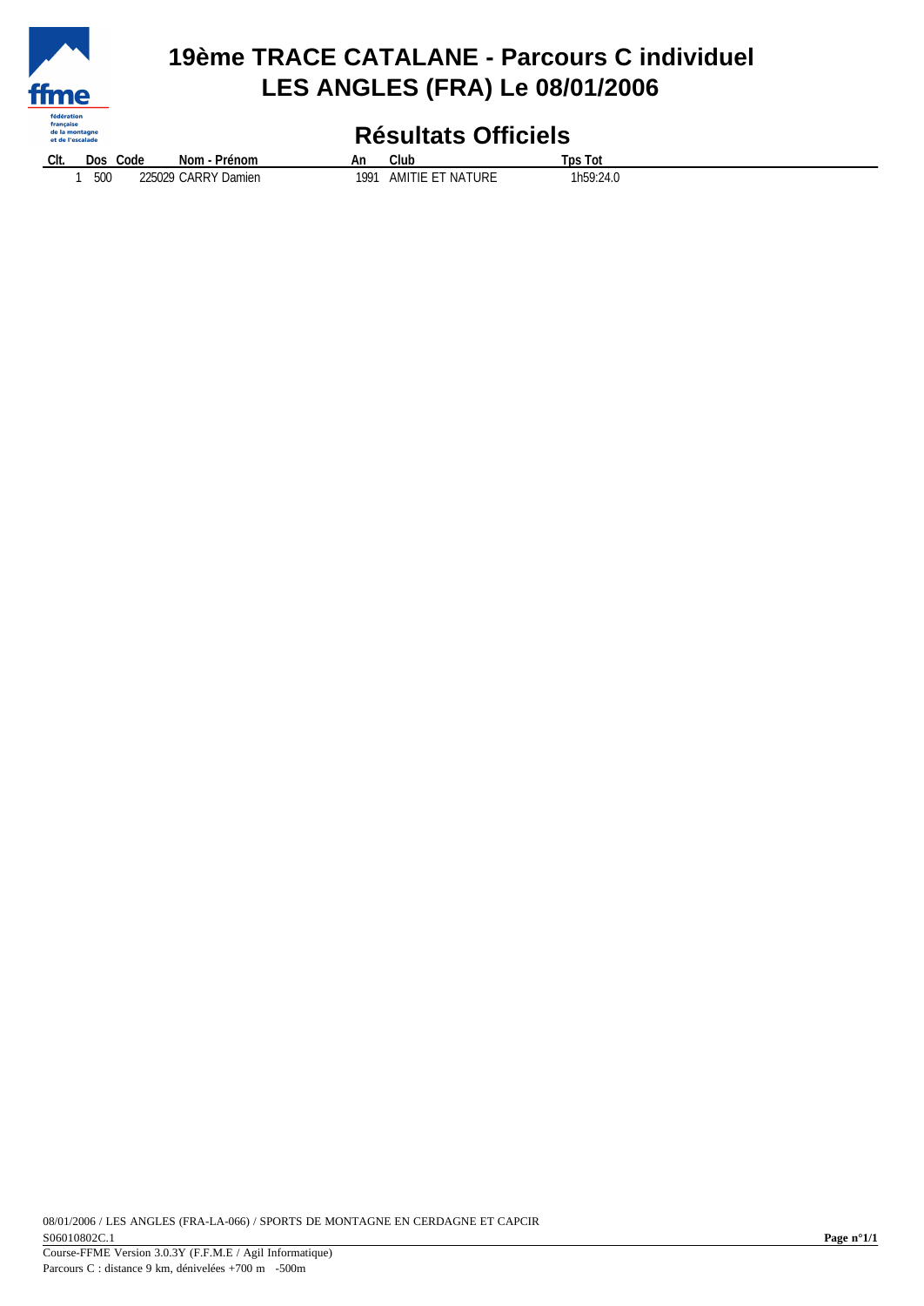# 19ème TRACE CATALANE - Parcours C individuel

# LES ANGLES (FRA) Le 08/01/2006

## Résultats Officiels

| Clt. | Dos | Code | Nom - Prénom | An | Club | Tps Tot |
|---|---|---|---|---|---|---|
| 1 | 500 | 225029 | CARRY Damien | 1991 | AMITIE ET NATURE | 1h59:24.0 |

08/01/2006 / LES ANGLES (FRA-LA-066) / SPORTS DE MONTAGNE EN CERDAGNE ET CAPCIR

S06010802C.1

Course-FFME Version 3.0.3Y (F.F.M.E / Agil Informatique)

Parcours C : distance 9 km, dénivelées +700 m -500m